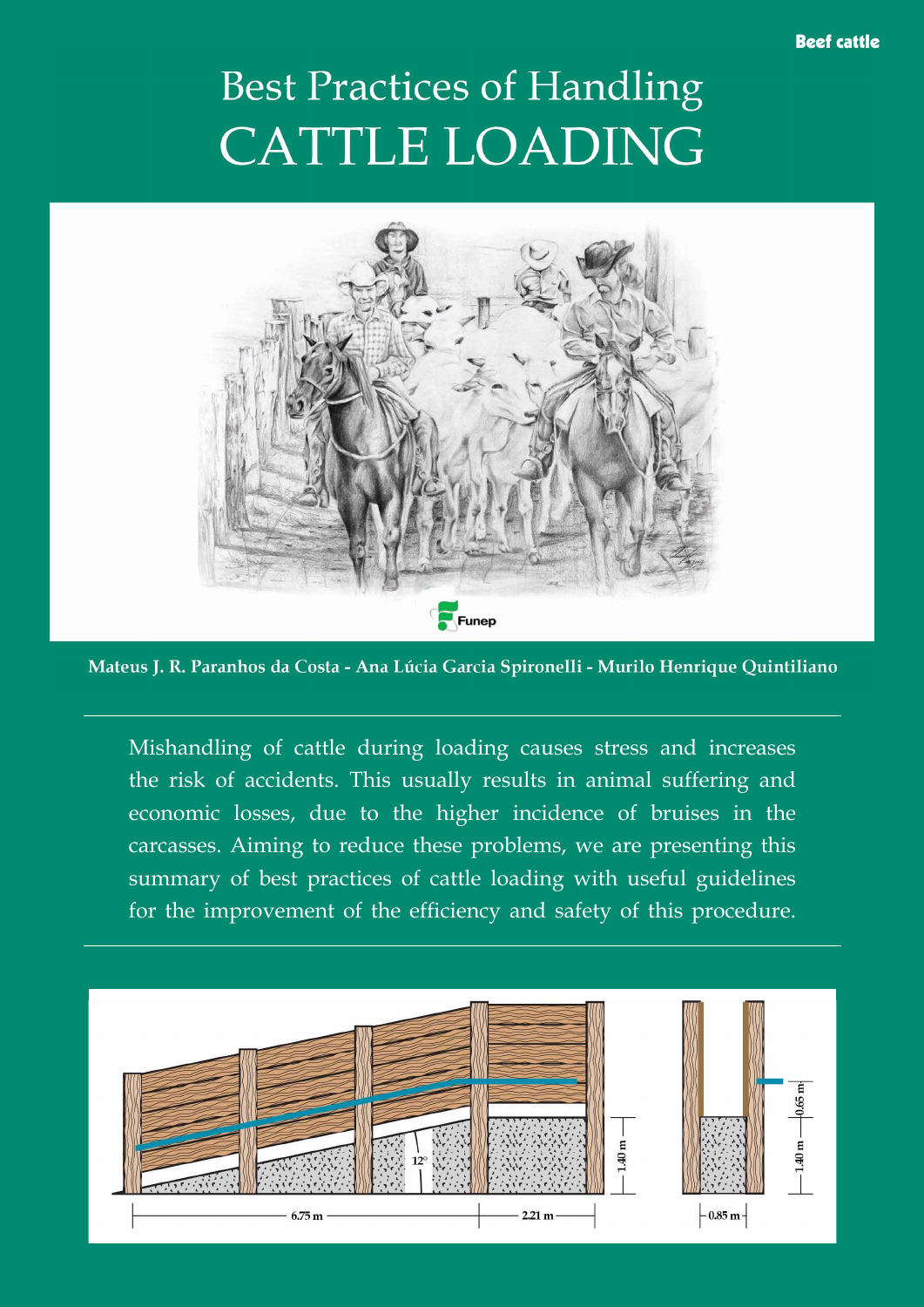Beef cattle

# Best Practices of Handling
# CATTLE LOADING

Funep

**Mateus J. R. Paranhos da Costa - Ana Lúcia Garcia Spironelli - Murilo Henrique Quintiliano**

Mishandling of cattle during loading causes stress and increases the risk of accidents. This usually results in animal suffering and economic losses, due to the higher incidence of bruises in the carcasses. Aiming to reduce these problems, we are presenting this summary of best practices of cattle loading with useful guidelines for the improvement of the efficiency and safety of this procedure.

12°

1.40 m

6.75 m

2.21 m

0.65 m

1.40 m

0.85 m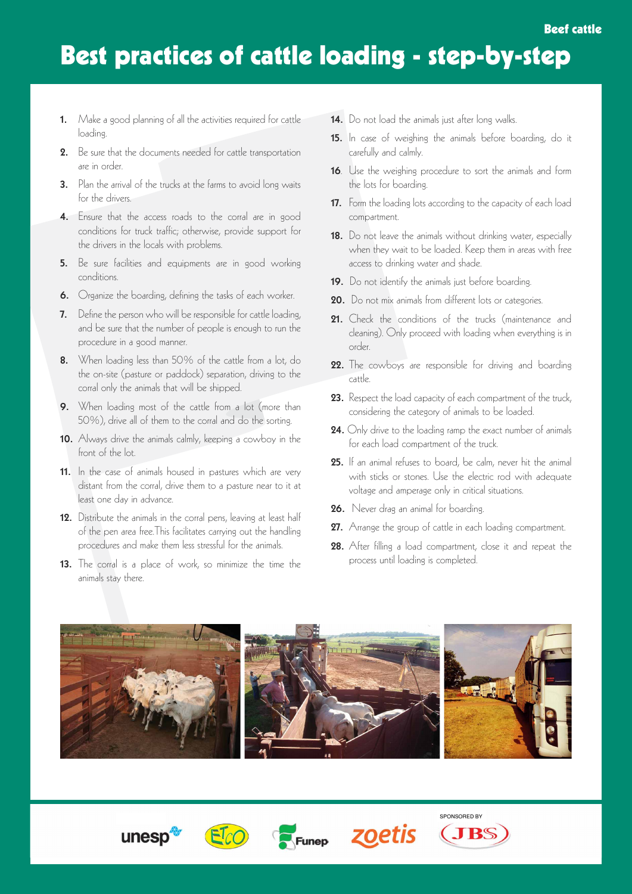Beef cattle

# Best practices of cattle loading - step-by-step

1. Make a good planning of all the activities required for cattle loading.
2. Be sure that the documents needed for cattle transportation are in order.
3. Plan the arrival of the trucks at the farms to avoid long waits for the drivers.
4. Ensure that the access roads to the corral are in good conditions for truck traffic; otherwise, provide support for the drivers in the locals with problems.
5. Be sure facilities and equipments are in good working conditions.
6. Organize the boarding, defining the tasks of each worker.
7. Define the person who will be responsible for cattle loading, and be sure that the number of people is enough to run the procedure in a good manner.
8. When loading less than 50% of the cattle from a lot, do the on-site (pasture or paddock) separation, driving to the corral only the animals that will be shipped.
9. When loading most of the cattle from a lot (more than 50%), drive all of them to the corral and do the sorting.
10. Always drive the animals calmly, keeping a cowboy in the front of the lot.
11. In the case of animals housed in pastures which are very distant from the corral, drive them to a pasture near to it at least one day in advance.
12. Distribute the animals in the corral pens, leaving at least half of the pen area free. This facilitates carrying out the handling procedures and make them less stressful for the animals.
13. The corral is a place of work, so minimize the time the animals stay there.
14. Do not load the animals just after long walks.
15. In case of weighing the animals before boarding, do it carefully and calmly.
16. Use the weighing procedure to sort the animals and form the lots for boarding.
17. Form the loading lots according to the capacity of each load compartment.
18. Do not leave the animals without drinking water, especially when they wait to be loaded. Keep them in areas with free access to drinking water and shade.
19. Do not identify the animals just before boarding.
20. Do not mix animals from different lots or categories.
21. Check the conditions of the trucks (maintenance and cleaning). Only proceed with loading when everything is in order.
22. The cowboys are responsible for driving and boarding cattle.
23. Respect the load capacity of each compartment of the truck, considering the category of animals to be loaded.
24. Only drive to the loading ramp the exact number of animals for each load compartment of the truck.
25. If an animal refuses to board, be calm, never hit the animal with sticks or stones. Use the electric rod with adequate voltage and amperage only in critical situations.
26. Never drag an animal for boarding.
27. Arrange the group of cattle in each loading compartment.
28. After filling a load compartment, close it and repeat the process until loading is completed.

unesp ETCO Funep zoetis

SPONSORED BY JBS